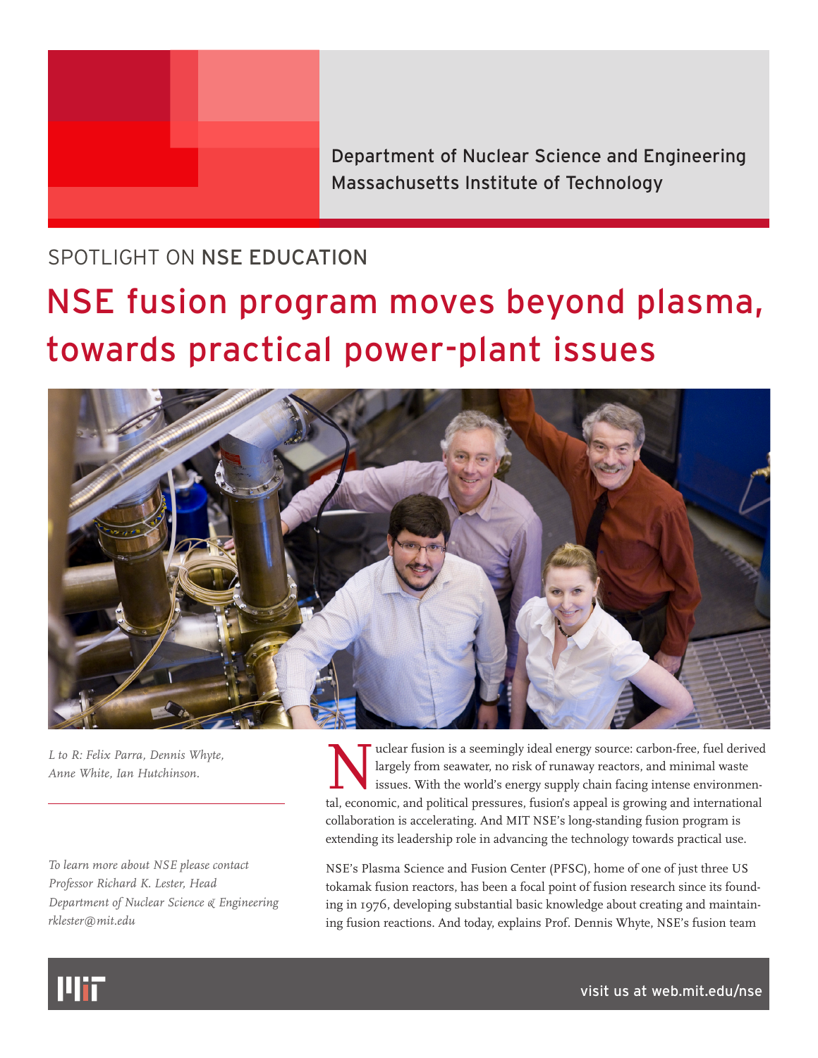Department of Nuclear Science and Engineering
Massachusetts Institute of Technology

SPOTLIGHT ON **NSE EDUCATION**

# NSE fusion program moves beyond plasma, towards practical power-plant issues

*L to R: Felix Parra, Dennis Whyte, Anne White, Ian Hutchinson.*

*To learn more about NSE please contact Professor Richard K. Lester, Head Department of Nuclear Science & Engineering rklester@mit.edu*

Nuclear fusion is a seemingly ideal energy source: carbon-free, fuel derived largely from seawater, no risk of runaway reactors, and minimal waste issues. With the world's energy supply chain facing intense environmental, economic, and political pressures, fusion's appeal is growing and international collaboration is accelerating. And MIT NSE's long-standing fusion program is extending its leadership role in advancing the technology towards practical use.

NSE's Plasma Science and Fusion Center (PFSC), home of one of just three US tokamak fusion reactors, has been a focal point of fusion research since its founding in 1976, developing substantial basic knowledge about creating and maintaining fusion reactions. And today, explains Prof. Dennis Whyte, NSE's fusion team

visit us at web.mit.edu/nse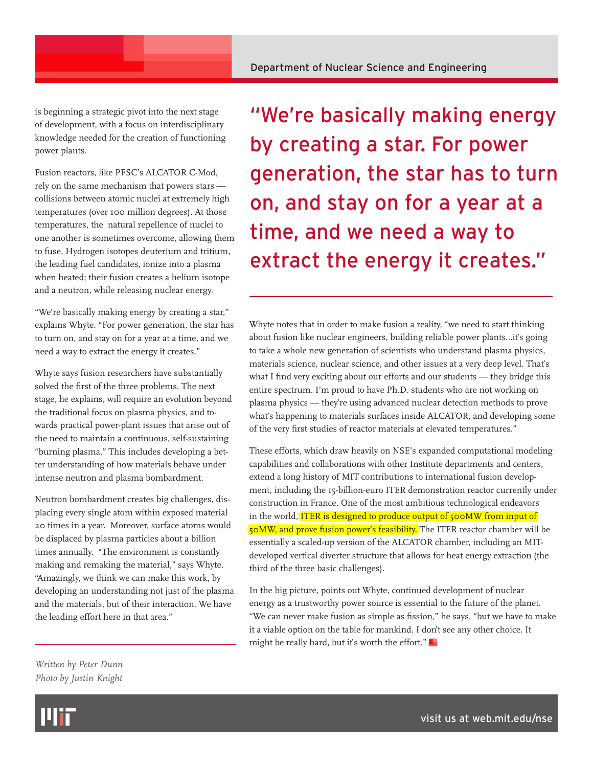is beginning a strategic pivot into the next stage of development, with a focus on interdisciplinary knowledge needed for the creation of functioning power plants.

Fusion reactors, like PFSC's ALCATOR C-Mod, rely on the same mechanism that powers stars — collisions between atomic nuclei at extremely high temperatures (over 100 million degrees). At those temperatures, the natural repellence of nuclei to one another is sometimes overcome, allowing them to fuse. Hydrogen isotopes deuterium and tritium, the leading fuel candidates, ionize into a plasma when heated; their fusion creates a helium isotope and a neutron, while releasing nuclear energy.

"We're basically making energy by creating a star," explains Whyte. "For power generation, the star has to turn on, and stay on for a year at a time, and we need a way to extract the energy it creates."

Whyte says fusion researchers have substantially solved the first of the three problems. The next stage, he explains, will require an evolution beyond the traditional focus on plasma physics, and towards practical power-plant issues that arise out of the need to maintain a continuous, self-sustaining "burning plasma." This includes developing a better understanding of how materials behave under intense neutron and plasma bombardment.

Neutron bombardment creates big challenges, displacing every single atom within exposed material 20 times in a year. Moreover, surface atoms would be displaced by plasma particles about a billion times annually. "The environment is constantly making and remaking the material," says Whyte. "Amazingly, we think we can make this work, by developing an understanding not just of the plasma and the materials, but of their interaction. We have the leading effort here in that area."

> "We're basically making energy by creating a star. For power generation, the star has to turn on, and stay on for a year at a time, and we need a way to extract the energy it creates."

Whyte notes that in order to make fusion a reality, "we need to start thinking about fusion like nuclear engineers, building reliable power plants…it's going to take a whole new generation of scientists who understand plasma physics, materials science, nuclear science, and other issues at a very deep level. That's what I find very exciting about our efforts and our students — they bridge this entire spectrum. I'm proud to have Ph.D. students who are not working on plasma physics — they're using advanced nuclear detection methods to prove what's happening to materials surfaces inside ALCATOR, and developing some of the very first studies of reactor materials at elevated temperatures."

These efforts, which draw heavily on NSE's expanded computational modeling capabilities and collaborations with other Institute departments and centers, extend a long history of MIT contributions to international fusion development, including the 15-billion-euro ITER demonstration reactor currently under construction in France. One of the most ambitious technological endeavors in the world, ITER is designed to produce output of 500MW from input of 50MW, and prove fusion power's feasibility. The ITER reactor chamber will be essentially a scaled-up version of the ALCATOR chamber, including an MIT-developed vertical diverter structure that allows for heat energy extraction (the third of the three basic challenges).

In the big picture, points out Whyte, continued development of nuclear energy as a trustworthy power source is essential to the future of the planet. "We can never make fusion as simple as fission," he says, "but we have to make it a viable option on the table for mankind. I don't see any other choice. It might be really hard, but it's worth the effort."

*Written by Peter Dunn*
*Photo by Justin Knight*

visit us at web.mit.edu/nse